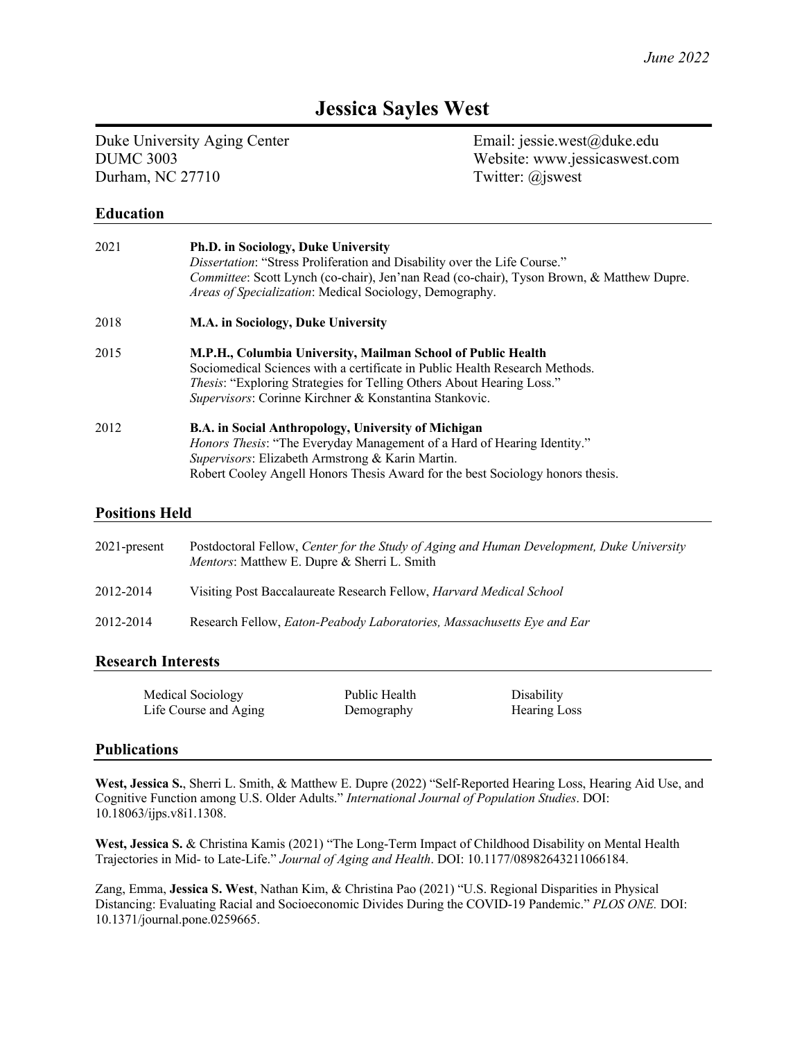*June 2022*

# Jessica Sayles West

Duke University Aging Center
DUMC 3003
Durham, NC 27710

Email: jessie.west@duke.edu
Website: www.jessicaswest.com
Twitter: @jswest

## Education

2021 **Ph.D. in Sociology, Duke University**
*Dissertation*: "Stress Proliferation and Disability over the Life Course."
*Committee*: Scott Lynch (co-chair), Jen'nan Read (co-chair), Tyson Brown, & Matthew Dupre.
*Areas of Specialization*: Medical Sociology, Demography.

2018 **M.A. in Sociology, Duke University**

2015 **M.P.H., Columbia University, Mailman School of Public Health**
Sociomedical Sciences with a certificate in Public Health Research Methods.
*Thesis*: "Exploring Strategies for Telling Others About Hearing Loss."
*Supervisors*: Corinne Kirchner & Konstantina Stankovic.

2012 **B.A. in Social Anthropology, University of Michigan**
*Honors Thesis*: "The Everyday Management of a Hard of Hearing Identity."
*Supervisors*: Elizabeth Armstrong & Karin Martin.
Robert Cooley Angell Honors Thesis Award for the best Sociology honors thesis.

## Positions Held

2021-present Postdoctoral Fellow, *Center for the Study of Aging and Human Development, Duke University*
*Mentors*: Matthew E. Dupre & Sherri L. Smith

2012-2014 Visiting Post Baccalaureate Research Fellow, *Harvard Medical School*

2012-2014 Research Fellow, *Eaton-Peabody Laboratories, Massachusetts Eye and Ear*

## Research Interests

Medical Sociology
Life Course and Aging
Public Health
Demography
Disability
Hearing Loss

## Publications

**West, Jessica S.**, Sherri L. Smith, & Matthew E. Dupre (2022) "Self-Reported Hearing Loss, Hearing Aid Use, and Cognitive Function among U.S. Older Adults." *International Journal of Population Studies*. DOI: 10.18063/ijps.v8i1.1308.

**West, Jessica S.** & Christina Kamis (2021) "The Long-Term Impact of Childhood Disability on Mental Health Trajectories in Mid- to Late-Life." *Journal of Aging and Health*. DOI: 10.1177/08982643211066184.

Zang, Emma, **Jessica S. West**, Nathan Kim, & Christina Pao (2021) "U.S. Regional Disparities in Physical Distancing: Evaluating Racial and Socioeconomic Divides During the COVID-19 Pandemic." *PLOS ONE.* DOI: 10.1371/journal.pone.0259665.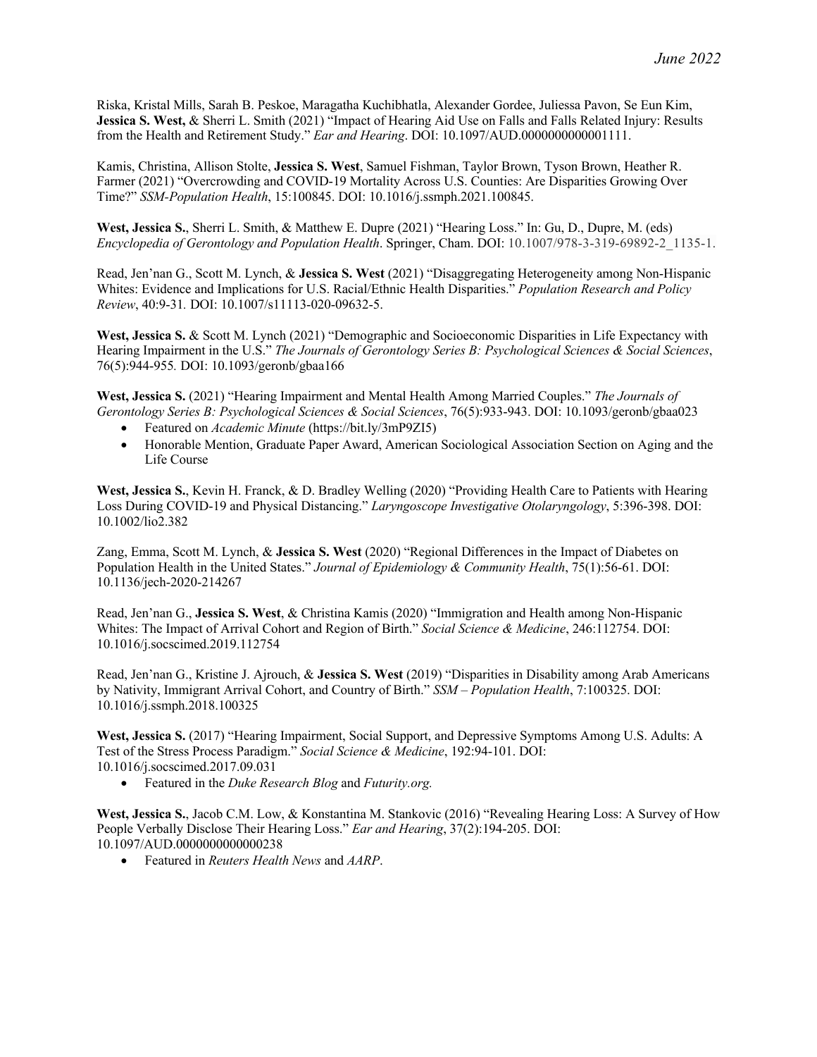Riska, Kristal Mills, Sarah B. Peskoe, Maragatha Kuchibhatla, Alexander Gordee, Juliessa Pavon, Se Eun Kim, **Jessica S. West,** & Sherri L. Smith (2021) "Impact of Hearing Aid Use on Falls and Falls Related Injury: Results from the Health and Retirement Study." *Ear and Hearing*. DOI: 10.1097/AUD.0000000000001111.

Kamis, Christina, Allison Stolte, **Jessica S. West**, Samuel Fishman, Taylor Brown, Tyson Brown, Heather R. Farmer (2021) "Overcrowding and COVID-19 Mortality Across U.S. Counties: Are Disparities Growing Over Time?" *SSM-Population Health*, 15:100845. DOI: 10.1016/j.ssmph.2021.100845.

**West, Jessica S.**, Sherri L. Smith, & Matthew E. Dupre (2021) "Hearing Loss." In: Gu, D., Dupre, M. (eds) *Encyclopedia of Gerontology and Population Health*. Springer, Cham. DOI: 10.1007/978-3-319-69892-2_1135-1.

Read, Jen'nan G., Scott M. Lynch, & **Jessica S. West** (2021) "Disaggregating Heterogeneity among Non-Hispanic Whites: Evidence and Implications for U.S. Racial/Ethnic Health Disparities." *Population Research and Policy Review*, 40:9-31. DOI: 10.1007/s11113-020-09632-5.

**West, Jessica S.** & Scott M. Lynch (2021) "Demographic and Socioeconomic Disparities in Life Expectancy with Hearing Impairment in the U.S." *The Journals of Gerontology Series B: Psychological Sciences & Social Sciences*, 76(5):944-955. DOI: 10.1093/geronb/gbaa166

**West, Jessica S.** (2021) "Hearing Impairment and Mental Health Among Married Couples." *The Journals of Gerontology Series B: Psychological Sciences & Social Sciences*, 76(5):933-943. DOI: 10.1093/geronb/gbaa023

- Featured on *Academic Minute* (https://bit.ly/3mP9ZI5)
- Honorable Mention, Graduate Paper Award, American Sociological Association Section on Aging and the Life Course

**West, Jessica S.**, Kevin H. Franck, & D. Bradley Welling (2020) "Providing Health Care to Patients with Hearing Loss During COVID-19 and Physical Distancing." *Laryngoscope Investigative Otolaryngology*, 5:396-398. DOI: 10.1002/lio2.382

Zang, Emma, Scott M. Lynch, & **Jessica S. West** (2020) "Regional Differences in the Impact of Diabetes on Population Health in the United States." *Journal of Epidemiology & Community Health*, 75(1):56-61. DOI: 10.1136/jech-2020-214267

Read, Jen'nan G., **Jessica S. West**, & Christina Kamis (2020) "Immigration and Health among Non-Hispanic Whites: The Impact of Arrival Cohort and Region of Birth." *Social Science & Medicine*, 246:112754. DOI: 10.1016/j.socscimed.2019.112754

Read, Jen'nan G., Kristine J. Ajrouch, & **Jessica S. West** (2019) "Disparities in Disability among Arab Americans by Nativity, Immigrant Arrival Cohort, and Country of Birth." *SSM – Population Health*, 7:100325. DOI: 10.1016/j.ssmph.2018.100325

**West, Jessica S.** (2017) "Hearing Impairment, Social Support, and Depressive Symptoms Among U.S. Adults: A Test of the Stress Process Paradigm." *Social Science & Medicine*, 192:94-101. DOI: 10.1016/j.socscimed.2017.09.031

- Featured in the *Duke Research Blog* and *Futurity.org.*

**West, Jessica S.**, Jacob C.M. Low, & Konstantina M. Stankovic (2016) "Revealing Hearing Loss: A Survey of How People Verbally Disclose Their Hearing Loss." *Ear and Hearing*, 37(2):194-205. DOI: 10.1097/AUD.0000000000000238

- Featured in *Reuters Health News* and *AARP*.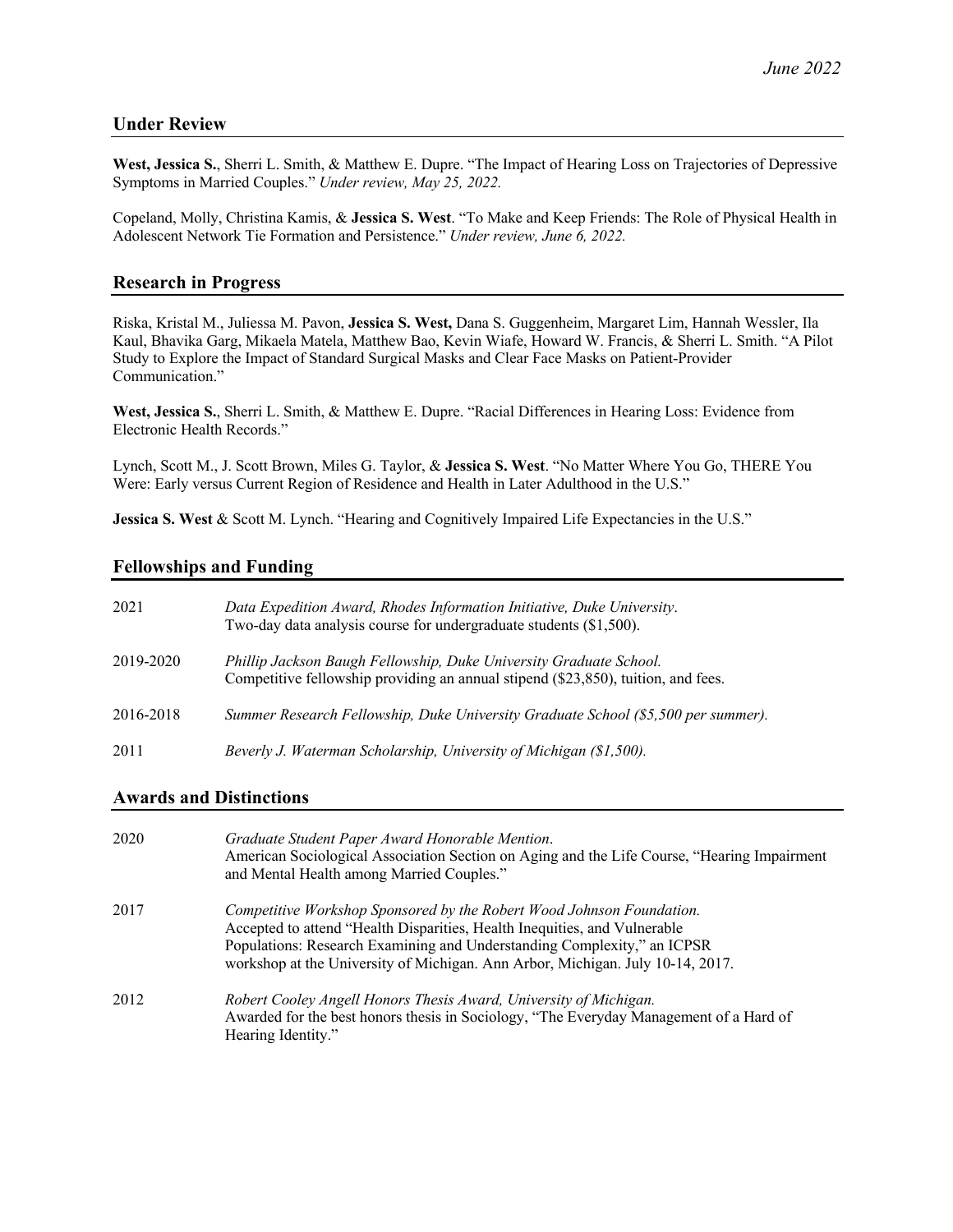## Under Review

**West, Jessica S.**, Sherri L. Smith, & Matthew E. Dupre. "The Impact of Hearing Loss on Trajectories of Depressive Symptoms in Married Couples." *Under review, May 25, 2022.*

Copeland, Molly, Christina Kamis, & **Jessica S. West**. "To Make and Keep Friends: The Role of Physical Health in Adolescent Network Tie Formation and Persistence." *Under review, June 6, 2022.*

## Research in Progress

Riska, Kristal M., Juliessa M. Pavon, **Jessica S. West,** Dana S. Guggenheim, Margaret Lim, Hannah Wessler, Ila Kaul, Bhavika Garg, Mikaela Matela, Matthew Bao, Kevin Wiafe, Howard W. Francis, & Sherri L. Smith. "A Pilot Study to Explore the Impact of Standard Surgical Masks and Clear Face Masks on Patient-Provider Communication."

**West, Jessica S.**, Sherri L. Smith, & Matthew E. Dupre. "Racial Differences in Hearing Loss: Evidence from Electronic Health Records."

Lynch, Scott M., J. Scott Brown, Miles G. Taylor, & **Jessica S. West**. "No Matter Where You Go, THERE You Were: Early versus Current Region of Residence and Health in Later Adulthood in the U.S."

**Jessica S. West** & Scott M. Lynch. "Hearing and Cognitively Impaired Life Expectancies in the U.S."

## Fellowships and Funding

| | |
|---|---|
| 2021 | *Data Expedition Award, Rhodes Information Initiative, Duke University*. Two-day data analysis course for undergraduate students ($1,500). |
| 2019-2020 | *Phillip Jackson Baugh Fellowship, Duke University Graduate School.* Competitive fellowship providing an annual stipend ($23,850), tuition, and fees. |
| 2016-2018 | *Summer Research Fellowship, Duke University Graduate School ($5,500 per summer).* |
| 2011 | *Beverly J. Waterman Scholarship, University of Michigan ($1,500).* |

## Awards and Distinctions

| | |
|---|---|
| 2020 | *Graduate Student Paper Award Honorable Mention*. American Sociological Association Section on Aging and the Life Course, "Hearing Impairment and Mental Health among Married Couples." |
| 2017 | *Competitive Workshop Sponsored by the Robert Wood Johnson Foundation.* Accepted to attend "Health Disparities, Health Inequities, and Vulnerable Populations: Research Examining and Understanding Complexity," an ICPSR workshop at the University of Michigan. Ann Arbor, Michigan. July 10-14, 2017. |
| 2012 | *Robert Cooley Angell Honors Thesis Award, University of Michigan.* Awarded for the best honors thesis in Sociology, "The Everyday Management of a Hard of Hearing Identity." |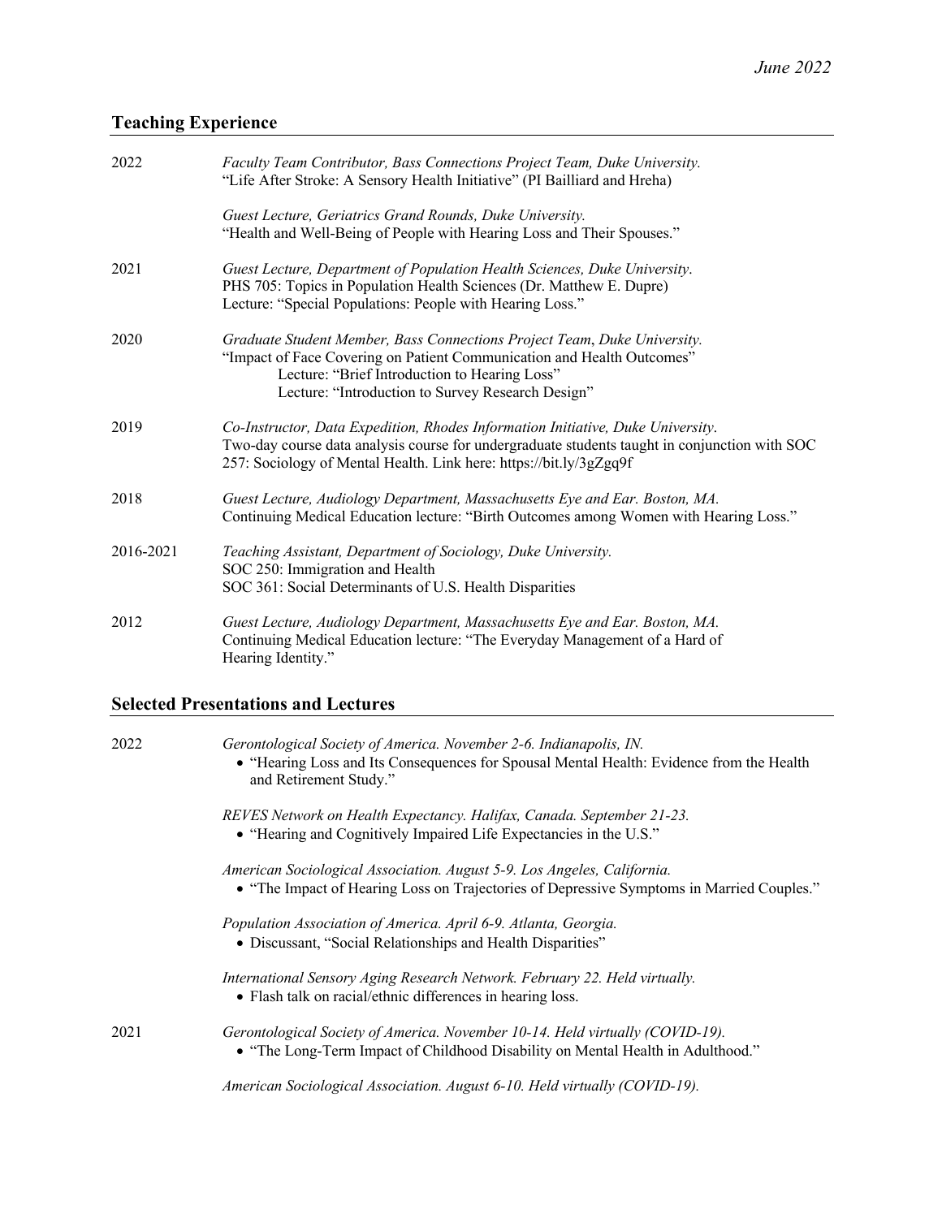## Teaching Experience

2022 — *Faculty Team Contributor, Bass Connections Project Team, Duke University.*
"Life After Stroke: A Sensory Health Initiative" (PI Bailliard and Hreha)

*Guest Lecture, Geriatrics Grand Rounds, Duke University.*
"Health and Well-Being of People with Hearing Loss and Their Spouses."

2021 — *Guest Lecture, Department of Population Health Sciences, Duke University*.
PHS 705: Topics in Population Health Sciences (Dr. Matthew E. Dupre)
Lecture: "Special Populations: People with Hearing Loss."

2020 — *Graduate Student Member, Bass Connections Project Team*, *Duke University.*
"Impact of Face Covering on Patient Communication and Health Outcomes"
Lecture: "Brief Introduction to Hearing Loss"
Lecture: "Introduction to Survey Research Design"

2019 — *Co-Instructor, Data Expedition, Rhodes Information Initiative, Duke University*.
Two-day course data analysis course for undergraduate students taught in conjunction with SOC 257: Sociology of Mental Health. Link here: https://bit.ly/3gZgq9f

2018 — *Guest Lecture, Audiology Department, Massachusetts Eye and Ear. Boston, MA.*
Continuing Medical Education lecture: "Birth Outcomes among Women with Hearing Loss."

2016-2021 — *Teaching Assistant, Department of Sociology, Duke University.*
SOC 250: Immigration and Health
SOC 361: Social Determinants of U.S. Health Disparities

2012 — *Guest Lecture, Audiology Department, Massachusetts Eye and Ear. Boston, MA.*
Continuing Medical Education lecture: "The Everyday Management of a Hard of Hearing Identity."

## Selected Presentations and Lectures

2022 — *Gerontological Society of America. November 2-6. Indianapolis, IN.*
- "Hearing Loss and Its Consequences for Spousal Mental Health: Evidence from the Health and Retirement Study."

*REVES Network on Health Expectancy. Halifax, Canada. September 21-23.*
- "Hearing and Cognitively Impaired Life Expectancies in the U.S."

*American Sociological Association. August 5-9. Los Angeles, California.*
- "The Impact of Hearing Loss on Trajectories of Depressive Symptoms in Married Couples."

*Population Association of America. April 6-9. Atlanta, Georgia.*
- Discussant, "Social Relationships and Health Disparities"

*International Sensory Aging Research Network. February 22. Held virtually.*
- Flash talk on racial/ethnic differences in hearing loss.

2021 — *Gerontological Society of America. November 10-14. Held virtually (COVID-19).*
- "The Long-Term Impact of Childhood Disability on Mental Health in Adulthood."

*American Sociological Association. August 6-10. Held virtually (COVID-19).*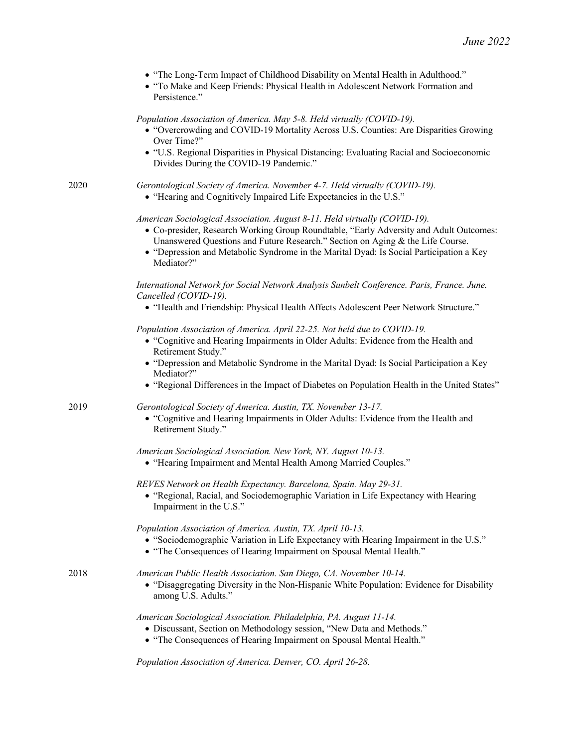- "The Long-Term Impact of Childhood Disability on Mental Health in Adulthood."
- "To Make and Keep Friends: Physical Health in Adolescent Network Formation and Persistence."

*Population Association of America. May 5-8. Held virtually (COVID-19).*

- "Overcrowding and COVID-19 Mortality Across U.S. Counties: Are Disparities Growing Over Time?"
- "U.S. Regional Disparities in Physical Distancing: Evaluating Racial and Socioeconomic Divides During the COVID-19 Pandemic."

**2020**

*Gerontological Society of America. November 4-7. Held virtually (COVID-19).*

- "Hearing and Cognitively Impaired Life Expectancies in the U.S."

*American Sociological Association. August 8-11. Held virtually (COVID-19).*

- Co-presider, Research Working Group Roundtable, "Early Adversity and Adult Outcomes: Unanswered Questions and Future Research." Section on Aging & the Life Course.
- "Depression and Metabolic Syndrome in the Marital Dyad: Is Social Participation a Key Mediator?"

*International Network for Social Network Analysis Sunbelt Conference. Paris, France. June. Cancelled (COVID-19).*

- "Health and Friendship: Physical Health Affects Adolescent Peer Network Structure."

*Population Association of America. April 22-25. Not held due to COVID-19.*

- "Cognitive and Hearing Impairments in Older Adults: Evidence from the Health and Retirement Study."
- "Depression and Metabolic Syndrome in the Marital Dyad: Is Social Participation a Key Mediator?"
- "Regional Differences in the Impact of Diabetes on Population Health in the United States"

**2019**

*Gerontological Society of America. Austin, TX. November 13-17.*

- "Cognitive and Hearing Impairments in Older Adults: Evidence from the Health and Retirement Study."

*American Sociological Association. New York, NY. August 10-13.*

- "Hearing Impairment and Mental Health Among Married Couples."

*REVES Network on Health Expectancy. Barcelona, Spain. May 29-31.*

- "Regional, Racial, and Sociodemographic Variation in Life Expectancy with Hearing Impairment in the U.S."

*Population Association of America. Austin, TX. April 10-13.*

- "Sociodemographic Variation in Life Expectancy with Hearing Impairment in the U.S."
- "The Consequences of Hearing Impairment on Spousal Mental Health."

**2018**

*American Public Health Association. San Diego, CA. November 10-14.*

- "Disaggregating Diversity in the Non-Hispanic White Population: Evidence for Disability among U.S. Adults."

*American Sociological Association. Philadelphia, PA. August 11-14.*

- Discussant, Section on Methodology session, "New Data and Methods."
- "The Consequences of Hearing Impairment on Spousal Mental Health."

*Population Association of America. Denver, CO. April 26-28.*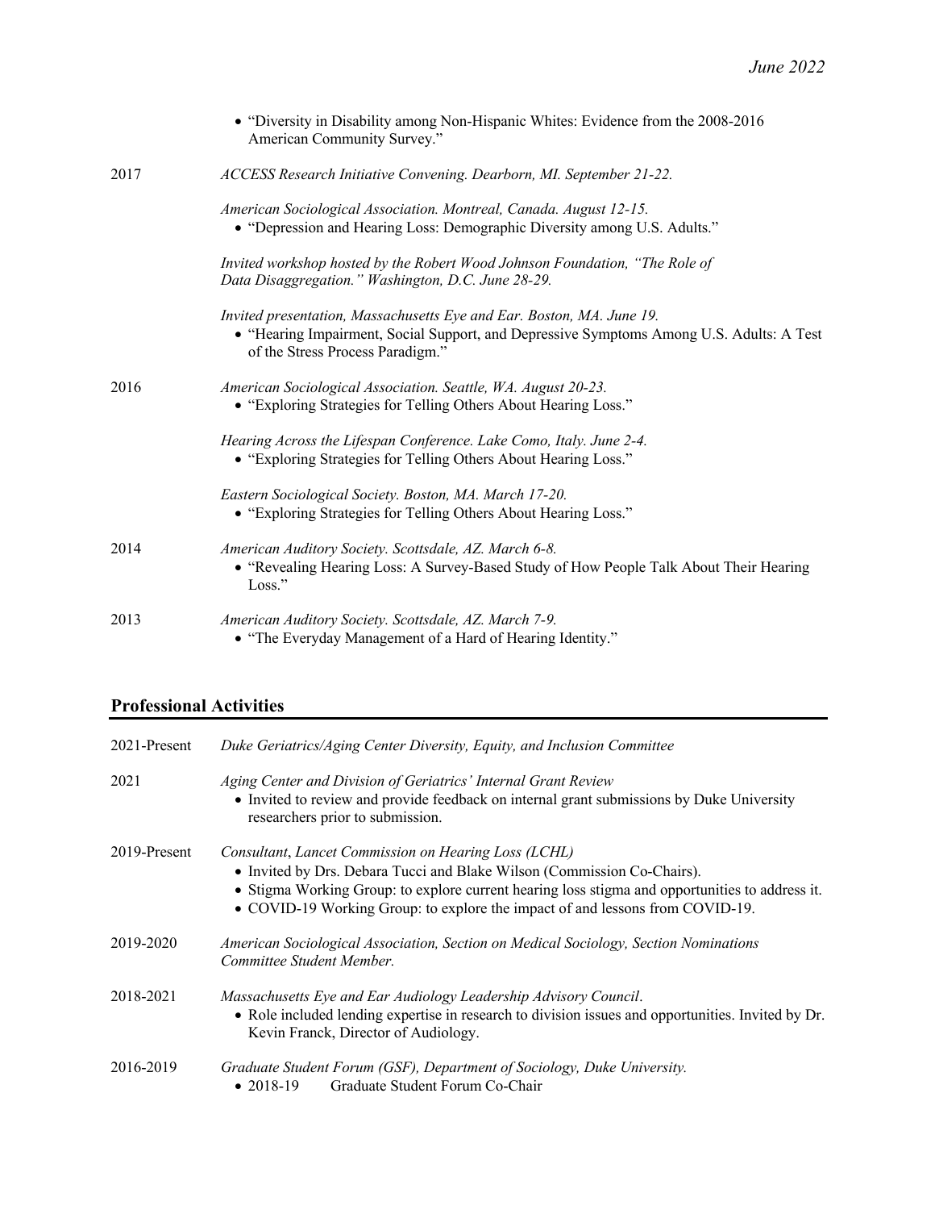- "Diversity in Disability among Non-Hispanic Whites: Evidence from the 2008-2016 American Community Survey."

2017 — *ACCESS Research Initiative Convening. Dearborn, MI. September 21-22.*

*American Sociological Association. Montreal, Canada. August 12-15.*
- "Depression and Hearing Loss: Demographic Diversity among U.S. Adults."

*Invited workshop hosted by the Robert Wood Johnson Foundation, "The Role of Data Disaggregation." Washington, D.C. June 28-29.*

*Invited presentation, Massachusetts Eye and Ear. Boston, MA. June 19.*
- "Hearing Impairment, Social Support, and Depressive Symptoms Among U.S. Adults: A Test of the Stress Process Paradigm."

2016 — *American Sociological Association. Seattle, WA. August 20-23.*
- "Exploring Strategies for Telling Others About Hearing Loss."

*Hearing Across the Lifespan Conference. Lake Como, Italy. June 2-4.*
- "Exploring Strategies for Telling Others About Hearing Loss."

*Eastern Sociological Society. Boston, MA. March 17-20.*
- "Exploring Strategies for Telling Others About Hearing Loss."

2014 — *American Auditory Society. Scottsdale, AZ. March 6-8.*
- "Revealing Hearing Loss: A Survey-Based Study of How People Talk About Their Hearing Loss."

2013 — *American Auditory Society. Scottsdale, AZ. March 7-9.*
- "The Everyday Management of a Hard of Hearing Identity."

## Professional Activities

2021-Present — *Duke Geriatrics/Aging Center Diversity, Equity, and Inclusion Committee*

2021 — *Aging Center and Division of Geriatrics' Internal Grant Review*
- Invited to review and provide feedback on internal grant submissions by Duke University researchers prior to submission.

2019-Present — *Consultant, Lancet Commission on Hearing Loss (LCHL)*
- Invited by Drs. Debara Tucci and Blake Wilson (Commission Co-Chairs).
- Stigma Working Group: to explore current hearing loss stigma and opportunities to address it.
- COVID-19 Working Group: to explore the impact of and lessons from COVID-19.

2019-2020 — *American Sociological Association, Section on Medical Sociology, Section Nominations Committee Student Member.*

2018-2021 — *Massachusetts Eye and Ear Audiology Leadership Advisory Council.*
- Role included lending expertise in research to division issues and opportunities. Invited by Dr. Kevin Franck, Director of Audiology.

2016-2019 — *Graduate Student Forum (GSF), Department of Sociology, Duke University.*
- 2018-19 Graduate Student Forum Co-Chair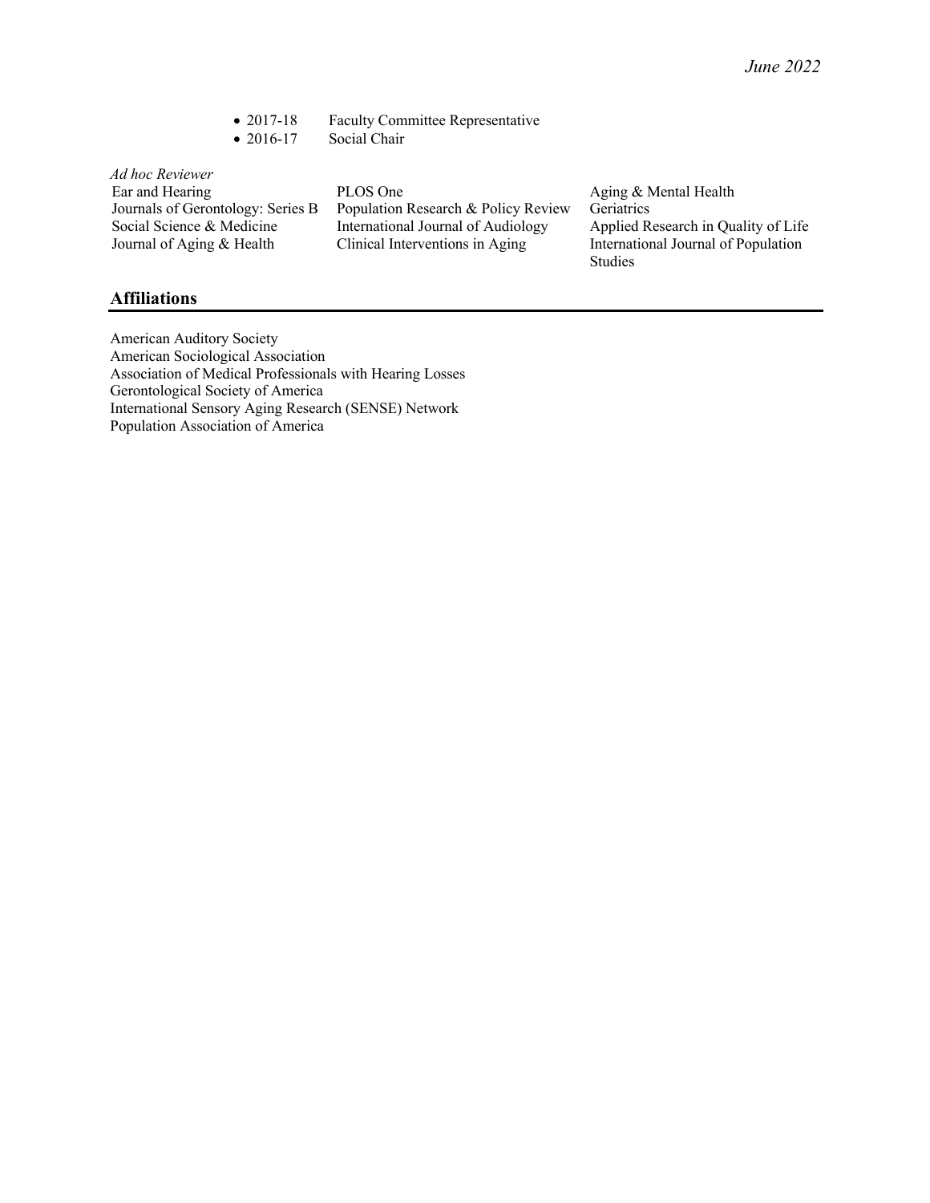- 2017-18 Faculty Committee Representative
- 2016-17 Social Chair

*Ad hoc Reviewer*

Ear and Hearing
Journals of Gerontology: Series B
Social Science & Medicine
Journal of Aging & Health
PLOS One
Population Research & Policy Review
International Journal of Audiology
Clinical Interventions in Aging
Aging & Mental Health
Geriatrics
Applied Research in Quality of Life
International Journal of Population Studies

## Affiliations

American Auditory Society
American Sociological Association
Association of Medical Professionals with Hearing Losses
Gerontological Society of America
International Sensory Aging Research (SENSE) Network
Population Association of America